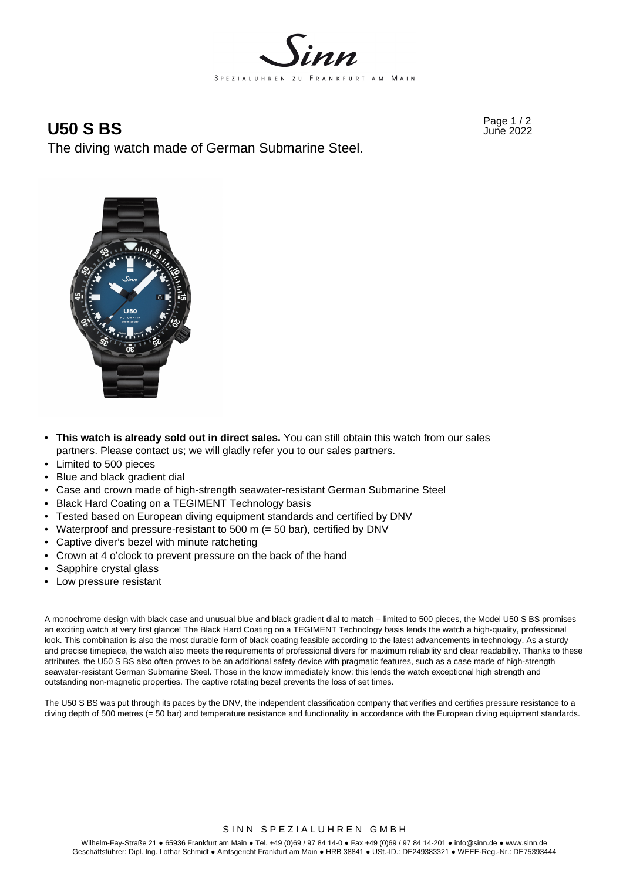# U50 S BS

The diving watch made of German Submarine Steel.

- **This watch is already sold out in direct sales.** You can still obtain this watch from our sales partners. Please contact us; we will gladly refer you to our sales partners.
- Limited to 500 pieces
- Blue and black gradient dial
- Case and crown made of high-strength seawater-resistant German Submarine Steel
- Black Hard Coating on a TEGIMENT Technology basis
- Tested based on European diving equipment standards and certified by DNV
- Waterproof and pressure-resistant to 500 m (= 50 bar), certified by DNV
- Captive diver's bezel with minute ratcheting
- Crown at 4 o'clock to prevent pressure on the back of the hand
- Sapphire crystal glass
- Low pressure resistant

A monochrome design with black case and unusual blue and black gradient dial to match – limited to 500 pieces, the Model U50 S BS promises an exciting watch at very first glance! The Black Hard Coating on a TEGIMENT Technology basis lends the watch a high-quality, professional look. This combination is also the most durable form of black coating feasible according to the latest advancements in technology. As a sturdy and precise timepiece, the watch also meets the requirements of professional divers for maximum reliability and clear readability. Thanks to these attributes, the U50 S BS also often proves to be an additional safety device with pragmatic features, such as a case made of high-strength seawater-resistant German Submarine Steel. Those in the know immediately know: this lends the watch exceptional high strength and outstanding non-magnetic properties. The captive rotating bezel prevents the loss of set times.

The U50 S BS was put through its paces by the DNV, the independent classification company that verifies and certifies pressure resistance to a diving depth of 500 metres (= 50 bar) and temperature resistance and functionality in accordance with the European diving equipment standards.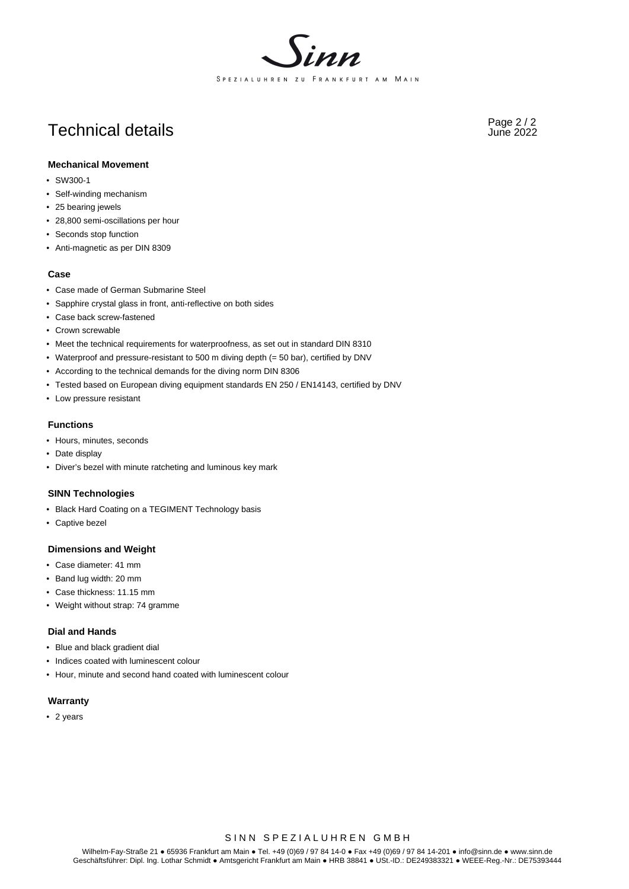# Technical details

June 2022

### Mechanical Movement

- SW300-1
- Self-winding mechanism
- 25 bearing jewels
- 28,800 semi-oscillations per hour
- Seconds stop function
- Anti-magnetic as per DIN 8309

### Case

- Case made of German Submarine Steel
- Sapphire crystal glass in front, anti-reflective on both sides
- Case back screw-fastened
- Crown screwable
- Meet the technical requirements for waterproofness, as set out in standard DIN 8310
- Waterproof and pressure-resistant to 500 m diving depth (= 50 bar), certified by DNV
- According to the technical demands for the diving norm DIN 8306
- Tested based on European diving equipment standards EN 250 / EN14143, certified by DNV
- Low pressure resistant

### Functions

- Hours, minutes, seconds
- Date display
- Diver's bezel with minute ratcheting and luminous key mark

### SINN Technologies

- Black Hard Coating on a TEGIMENT Technology basis
- Captive bezel

### Dimensions and Weight

- Case diameter: 41 mm
- Band lug width: 20 mm
- Case thickness: 11.15 mm
- Weight without strap: 74 gramme

### Dial and Hands

- Blue and black gradient dial
- Indices coated with luminescent colour
- Hour, minute and second hand coated with luminescent colour

### Warranty

- 2 years